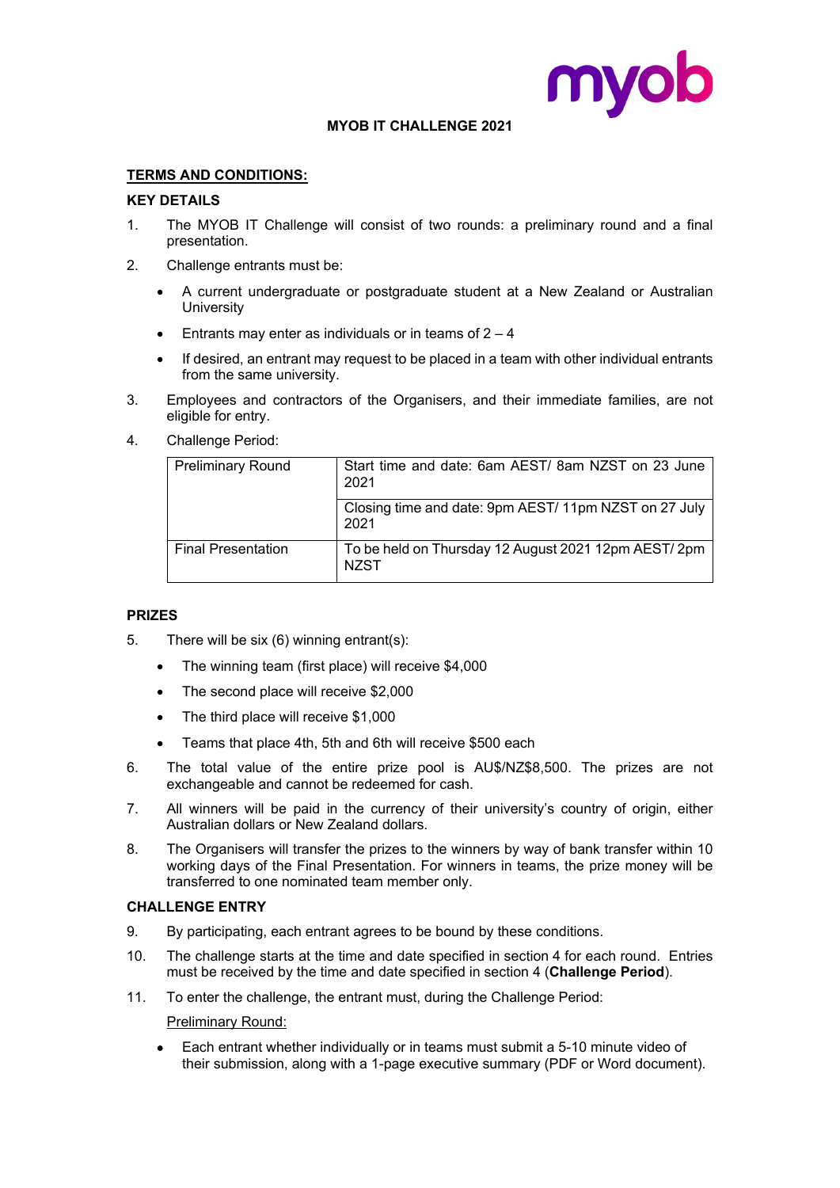# MYOB IT CHALLENGE 2021

## TERMS AND CONDITIONS:

### KEY DETAILS

1. The MYOB IT Challenge will consist of two rounds: a preliminary round and a final presentation.
2. Challenge entrants must be:
   - A current undergraduate or postgraduate student at a New Zealand or Australian University
   - Entrants may enter as individuals or in teams of 2 – 4
   - If desired, an entrant may request to be placed in a team with other individual entrants from the same university.
3. Employees and contractors of the Organisers, and their immediate families, are not eligible for entry.
4. Challenge Period:

| Preliminary Round | Start time and date: 6am AEST/ 8am NZST on 23 June 2021 |
|---|---|
| | Closing time and date: 9pm AEST/ 11pm NZST on 27 July 2021 |
| Final Presentation | To be held on Thursday 12 August 2021 12pm AEST/ 2pm NZST |

### PRIZES

5. There will be six (6) winning entrant(s):
   - The winning team (first place) will receive $4,000
   - The second place will receive $2,000
   - The third place will receive $1,000
   - Teams that place 4th, 5th and 6th will receive $500 each
6. The total value of the entire prize pool is AU$/NZ$8,500. The prizes are not exchangeable and cannot be redeemed for cash.
7. All winners will be paid in the currency of their university's country of origin, either Australian dollars or New Zealand dollars.
8. The Organisers will transfer the prizes to the winners by way of bank transfer within 10 working days of the Final Presentation. For winners in teams, the prize money will be transferred to one nominated team member only.

### CHALLENGE ENTRY

9. By participating, each entrant agrees to be bound by these conditions.
10. The challenge starts at the time and date specified in section 4 for each round. Entries must be received by the time and date specified in section 4 (**Challenge Period**).
11. To enter the challenge, the entrant must, during the Challenge Period:

    Preliminary Round:

    - Each entrant whether individually or in teams must submit a 5-10 minute video of their submission, along with a 1-page executive summary (PDF or Word document).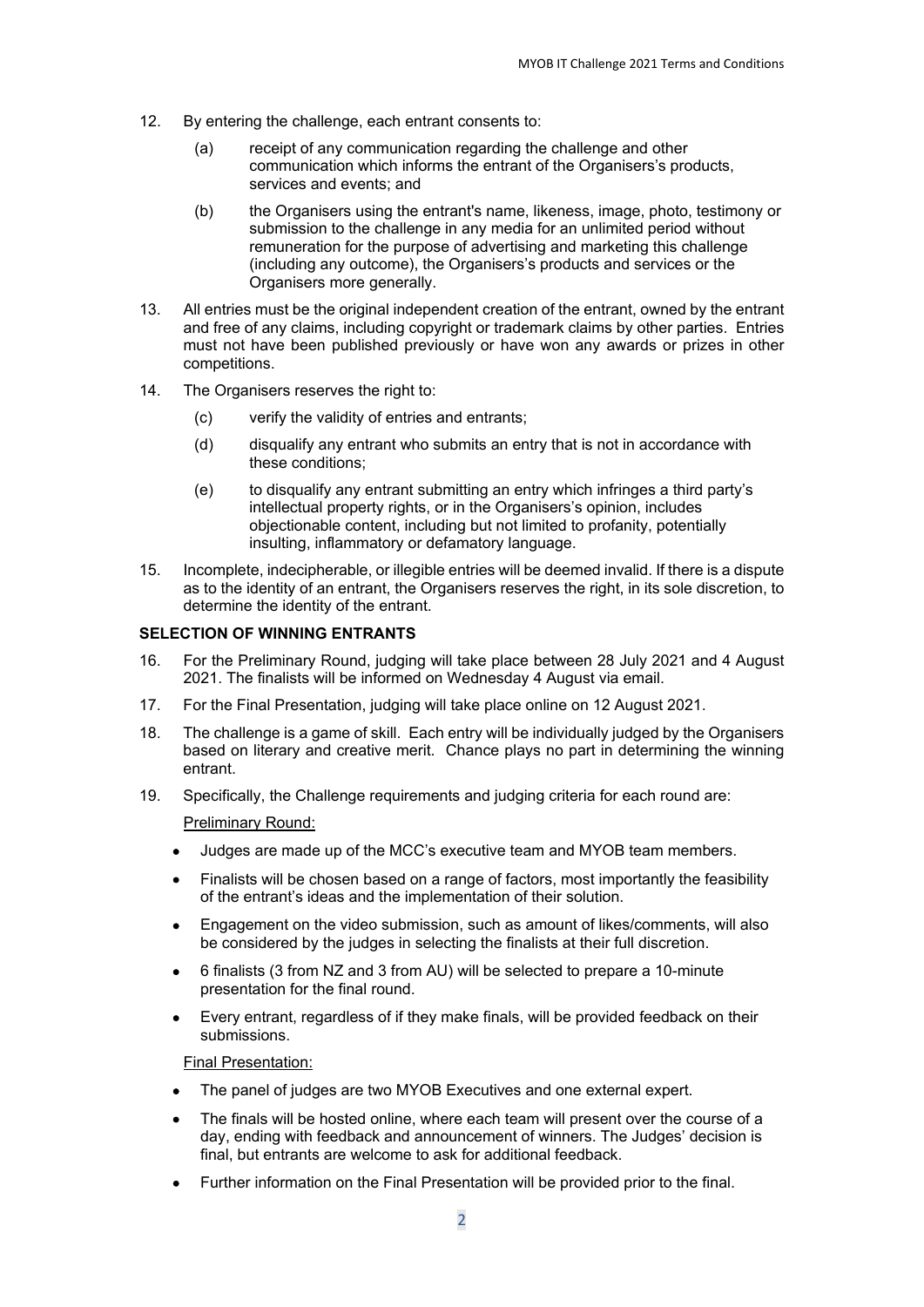12. By entering the challenge, each entrant consents to:

    (a) receipt of any communication regarding the challenge and other communication which informs the entrant of the Organisers's products, services and events; and

    (b) the Organisers using the entrant's name, likeness, image, photo, testimony or submission to the challenge in any media for an unlimited period without remuneration for the purpose of advertising and marketing this challenge (including any outcome), the Organisers's products and services or the Organisers more generally.

13. All entries must be the original independent creation of the entrant, owned by the entrant and free of any claims, including copyright or trademark claims by other parties. Entries must not have been published previously or have won any awards or prizes in other competitions.

14. The Organisers reserves the right to:

    (c) verify the validity of entries and entrants;

    (d) disqualify any entrant who submits an entry that is not in accordance with these conditions;

    (e) to disqualify any entrant submitting an entry which infringes a third party's intellectual property rights, or in the Organisers's opinion, includes objectionable content, including but not limited to profanity, potentially insulting, inflammatory or defamatory language.

15. Incomplete, indecipherable, or illegible entries will be deemed invalid. If there is a dispute as to the identity of an entrant, the Organisers reserves the right, in its sole discretion, to determine the identity of the entrant.

**SELECTION OF WINNING ENTRANTS**

16. For the Preliminary Round, judging will take place between 28 July 2021 and 4 August 2021. The finalists will be informed on Wednesday 4 August via email.

17. For the Final Presentation, judging will take place online on 12 August 2021.

18. The challenge is a game of skill. Each entry will be individually judged by the Organisers based on literary and creative merit. Chance plays no part in determining the winning entrant.

19. Specifically, the Challenge requirements and judging criteria for each round are:

    Preliminary Round:

    - Judges are made up of the MCC's executive team and MYOB team members.
    - Finalists will be chosen based on a range of factors, most importantly the feasibility of the entrant's ideas and the implementation of their solution.
    - Engagement on the video submission, such as amount of likes/comments, will also be considered by the judges in selecting the finalists at their full discretion.
    - 6 finalists (3 from NZ and 3 from AU) will be selected to prepare a 10-minute presentation for the final round.
    - Every entrant, regardless of if they make finals, will be provided feedback on their submissions.

    Final Presentation:

    - The panel of judges are two MYOB Executives and one external expert.
    - The finals will be hosted online, where each team will present over the course of a day, ending with feedback and announcement of winners. The Judges' decision is final, but entrants are welcome to ask for additional feedback.
    - Further information on the Final Presentation will be provided prior to the final.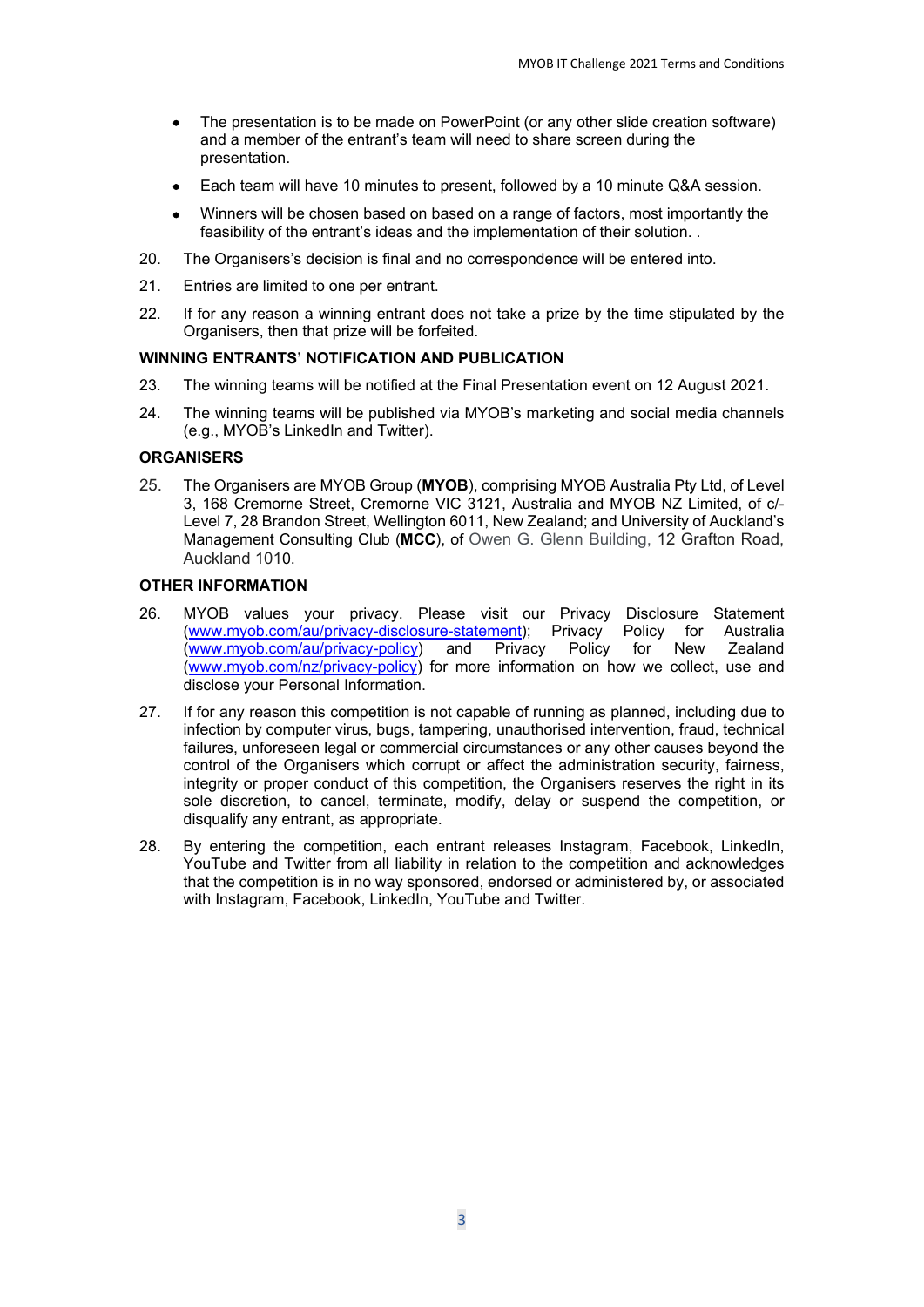- The presentation is to be made on PowerPoint (or any other slide creation software) and a member of the entrant's team will need to share screen during the presentation.
- Each team will have 10 minutes to present, followed by a 10 minute Q&A session.
- Winners will be chosen based on based on a range of factors, most importantly the feasibility of the entrant's ideas and the implementation of their solution. .

20. The Organisers's decision is final and no correspondence will be entered into.
21. Entries are limited to one per entrant.
22. If for any reason a winning entrant does not take a prize by the time stipulated by the Organisers, then that prize will be forfeited.

**WINNING ENTRANTS' NOTIFICATION AND PUBLICATION**

23. The winning teams will be notified at the Final Presentation event on 12 August 2021.
24. The winning teams will be published via MYOB's marketing and social media channels (e.g., MYOB's LinkedIn and Twitter).

**ORGANISERS**

25. The Organisers are MYOB Group (**MYOB**), comprising MYOB Australia Pty Ltd, of Level 3, 168 Cremorne Street, Cremorne VIC 3121, Australia and MYOB NZ Limited, of c/- Level 7, 28 Brandon Street, Wellington 6011, New Zealand; and University of Auckland's Management Consulting Club (**MCC**), of Owen G. Glenn Building, 12 Grafton Road, Auckland 1010.

**OTHER INFORMATION**

26. MYOB values your privacy. Please visit our Privacy Disclosure Statement (www.myob.com/au/privacy-disclosure-statement); Privacy Policy for Australia (www.myob.com/au/privacy-policy) and Privacy Policy for New Zealand (www.myob.com/nz/privacy-policy) for more information on how we collect, use and disclose your Personal Information.
27. If for any reason this competition is not capable of running as planned, including due to infection by computer virus, bugs, tampering, unauthorised intervention, fraud, technical failures, unforeseen legal or commercial circumstances or any other causes beyond the control of the Organisers which corrupt or affect the administration security, fairness, integrity or proper conduct of this competition, the Organisers reserves the right in its sole discretion, to cancel, terminate, modify, delay or suspend the competition, or disqualify any entrant, as appropriate.
28. By entering the competition, each entrant releases Instagram, Facebook, LinkedIn, YouTube and Twitter from all liability in relation to the competition and acknowledges that the competition is in no way sponsored, endorsed or administered by, or associated with Instagram, Facebook, LinkedIn, YouTube and Twitter.